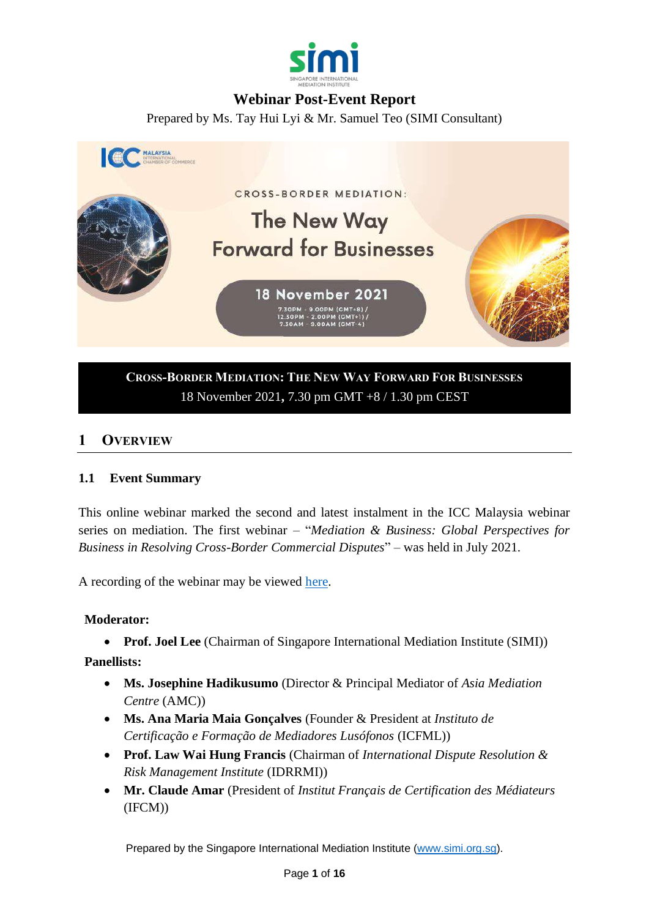# Webinar Post-Event Report

Prepared by Ms. Tay Hui Lyi & Mr. Samuel Teo (SIMI Consultant)

**CROSS-BORDER MEDIATION: THE NEW WAY FORWARD FOR BUSINESSES**

18 November 2021, 7.30 pm GMT +8 / 1.30 pm CEST

## 1 OVERVIEW

### 1.1 Event Summary

This online webinar marked the second and latest instalment in the ICC Malaysia webinar series on mediation. The first webinar – "*Mediation & Business: Global Perspectives for Business in Resolving Cross-Border Commercial Disputes*" – was held in July 2021.

A recording of the webinar may be viewed here.

**Moderator:**

- **Prof. Joel Lee** (Chairman of Singapore International Mediation Institute (SIMI))

**Panellists:**

- **Ms. Josephine Hadikusumo** (Director & Principal Mediator of *Asia Mediation Centre* (AMC))
- **Ms. Ana Maria Maia Gonçalves** (Founder & President at *Instituto de Certificação e Formação de Mediadores Lusófonos* (ICFML))
- **Prof. Law Wai Hung Francis** (Chairman of *International Dispute Resolution & Risk Management Institute* (IDRRMI))
- **Mr. Claude Amar** (President of *Institut Français de Certification des Médiateurs* (IFCM))

Prepared by the Singapore International Mediation Institute (www.simi.org.sg).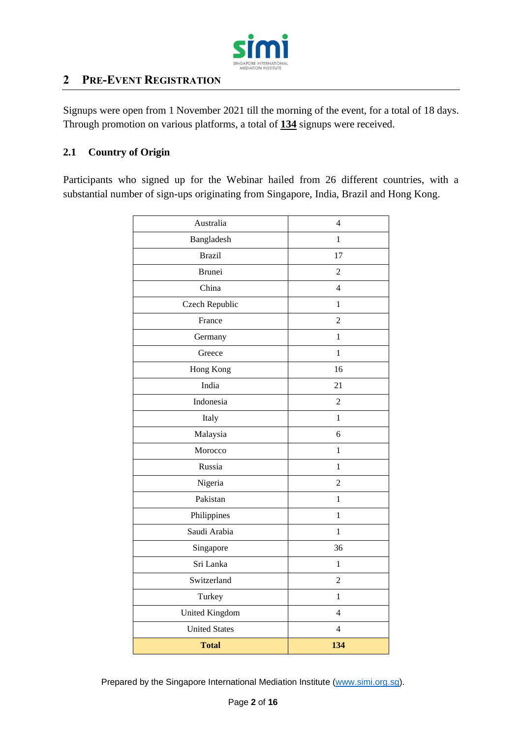## 2 Pre-Event Registration

Signups were open from 1 November 2021 till the morning of the event, for a total of 18 days. Through promotion on various platforms, a total of **134** signups were received.

### 2.1 Country of Origin

Participants who signed up for the Webinar hailed from 26 different countries, with a substantial number of sign-ups originating from Singapore, India, Brazil and Hong Kong.

| Country | Signups |
|---|---|
| Australia | 4 |
| Bangladesh | 1 |
| Brazil | 17 |
| Brunei | 2 |
| China | 4 |
| Czech Republic | 1 |
| France | 2 |
| Germany | 1 |
| Greece | 1 |
| Hong Kong | 16 |
| India | 21 |
| Indonesia | 2 |
| Italy | 1 |
| Malaysia | 6 |
| Morocco | 1 |
| Russia | 1 |
| Nigeria | 2 |
| Pakistan | 1 |
| Philippines | 1 |
| Saudi Arabia | 1 |
| Singapore | 36 |
| Sri Lanka | 1 |
| Switzerland | 2 |
| Turkey | 1 |
| United Kingdom | 4 |
| United States | 4 |
| **Total** | **134** |

Prepared by the Singapore International Mediation Institute (www.simi.org.sg).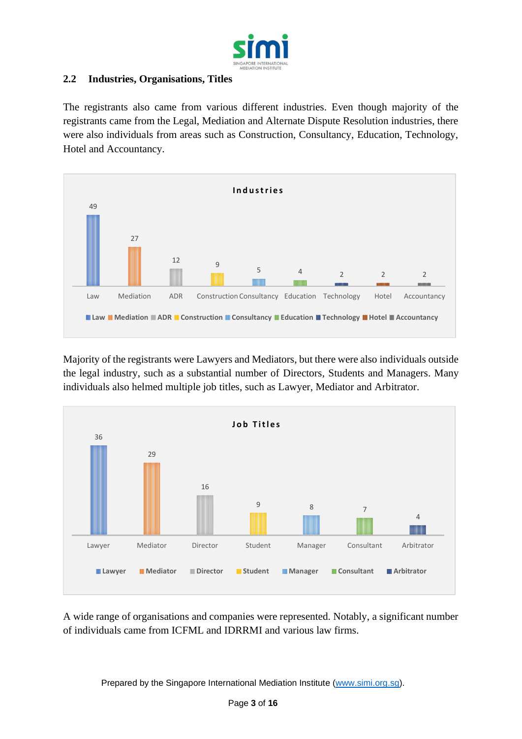## 2.2 Industries, Organisations, Titles

The registrants also came from various different industries. Even though majority of the registrants came from the Legal, Mediation and Alternate Dispute Resolution industries, there were also individuals from areas such as Construction, Consultancy, Education, Technology, Hotel and Accountancy.

**Industries**

| Industry | Count |
|---|---|
| Law | 49 |
| Mediation | 27 |
| ADR | 12 |
| Construction | 9 |
| Consultancy | 5 |
| Education | 4 |
| Technology | 2 |
| Hotel | 2 |
| Accountancy | 2 |

Majority of the registrants were Lawyers and Mediators, but there were also individuals outside the legal industry, such as a substantial number of Directors, Students and Managers. Many individuals also helmed multiple job titles, such as Lawyer, Mediator and Arbitrator.

**Job Titles**

| Job Title | Count |
|---|---|
| Lawyer | 36 |
| Mediator | 29 |
| Director | 16 |
| Student | 9 |
| Manager | 8 |
| Consultant | 7 |
| Arbitrator | 4 |

A wide range of organisations and companies were represented. Notably, a significant number of individuals came from ICFML and IDRRMI and various law firms.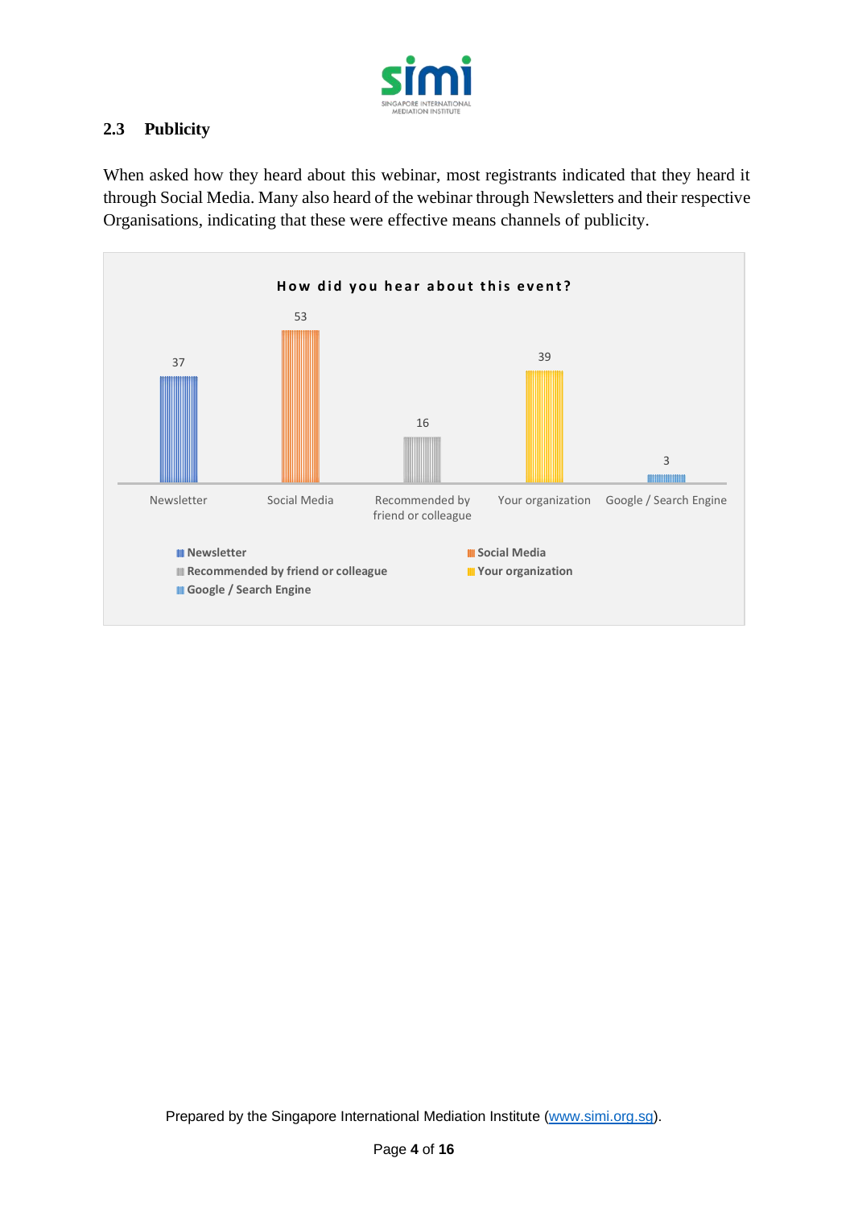## 2.3 Publicity

When asked how they heard about this webinar, most registrants indicated that they heard it through Social Media. Many also heard of the webinar through Newsletters and their respective Organisations, indicating that these were effective means channels of publicity.

**How did you hear about this event?**

| Source | Count |
| --- | --- |
| Newsletter | 37 |
| Social Media | 53 |
| Recommended by friend or colleague | 16 |
| Your organization | 39 |
| Google / Search Engine | 3 |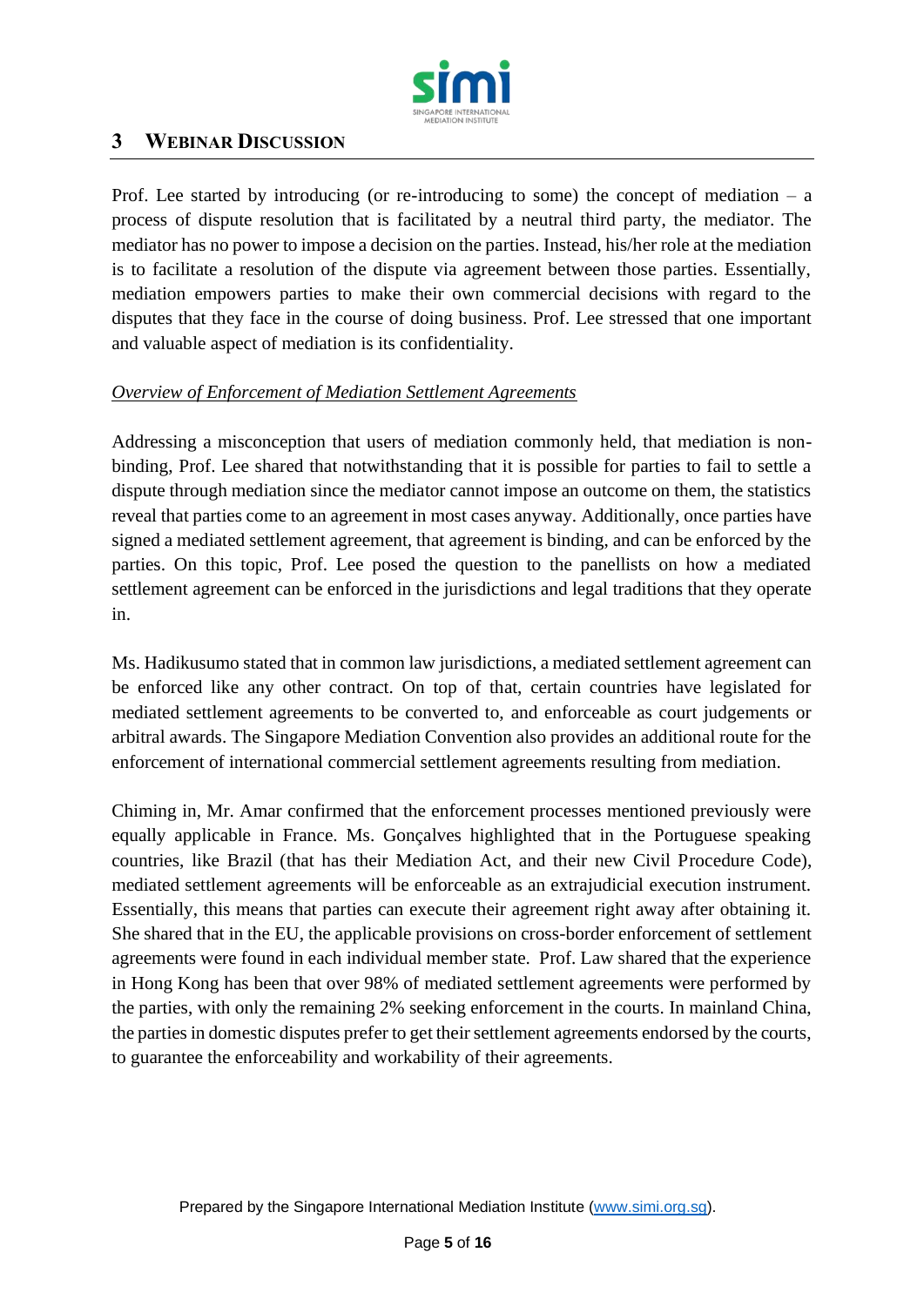## 3 WEBINAR DISCUSSION

Prof. Lee started by introducing (or re-introducing to some) the concept of mediation – a process of dispute resolution that is facilitated by a neutral third party, the mediator. The mediator has no power to impose a decision on the parties. Instead, his/her role at the mediation is to facilitate a resolution of the dispute via agreement between those parties. Essentially, mediation empowers parties to make their own commercial decisions with regard to the disputes that they face in the course of doing business. Prof. Lee stressed that one important and valuable aspect of mediation is its confidentiality.

*Overview of Enforcement of Mediation Settlement Agreements*

Addressing a misconception that users of mediation commonly held, that mediation is non-binding, Prof. Lee shared that notwithstanding that it is possible for parties to fail to settle a dispute through mediation since the mediator cannot impose an outcome on them, the statistics reveal that parties come to an agreement in most cases anyway. Additionally, once parties have signed a mediated settlement agreement, that agreement is binding, and can be enforced by the parties. On this topic, Prof. Lee posed the question to the panellists on how a mediated settlement agreement can be enforced in the jurisdictions and legal traditions that they operate in.

Ms. Hadikusumo stated that in common law jurisdictions, a mediated settlement agreement can be enforced like any other contract. On top of that, certain countries have legislated for mediated settlement agreements to be converted to, and enforceable as court judgements or arbitral awards. The Singapore Mediation Convention also provides an additional route for the enforcement of international commercial settlement agreements resulting from mediation.

Chiming in, Mr. Amar confirmed that the enforcement processes mentioned previously were equally applicable in France. Ms. Gonçalves highlighted that in the Portuguese speaking countries, like Brazil (that has their Mediation Act, and their new Civil Procedure Code), mediated settlement agreements will be enforceable as an extrajudicial execution instrument. Essentially, this means that parties can execute their agreement right away after obtaining it. She shared that in the EU, the applicable provisions on cross-border enforcement of settlement agreements were found in each individual member state. Prof. Law shared that the experience in Hong Kong has been that over 98% of mediated settlement agreements were performed by the parties, with only the remaining 2% seeking enforcement in the courts. In mainland China, the parties in domestic disputes prefer to get their settlement agreements endorsed by the courts, to guarantee the enforceability and workability of their agreements.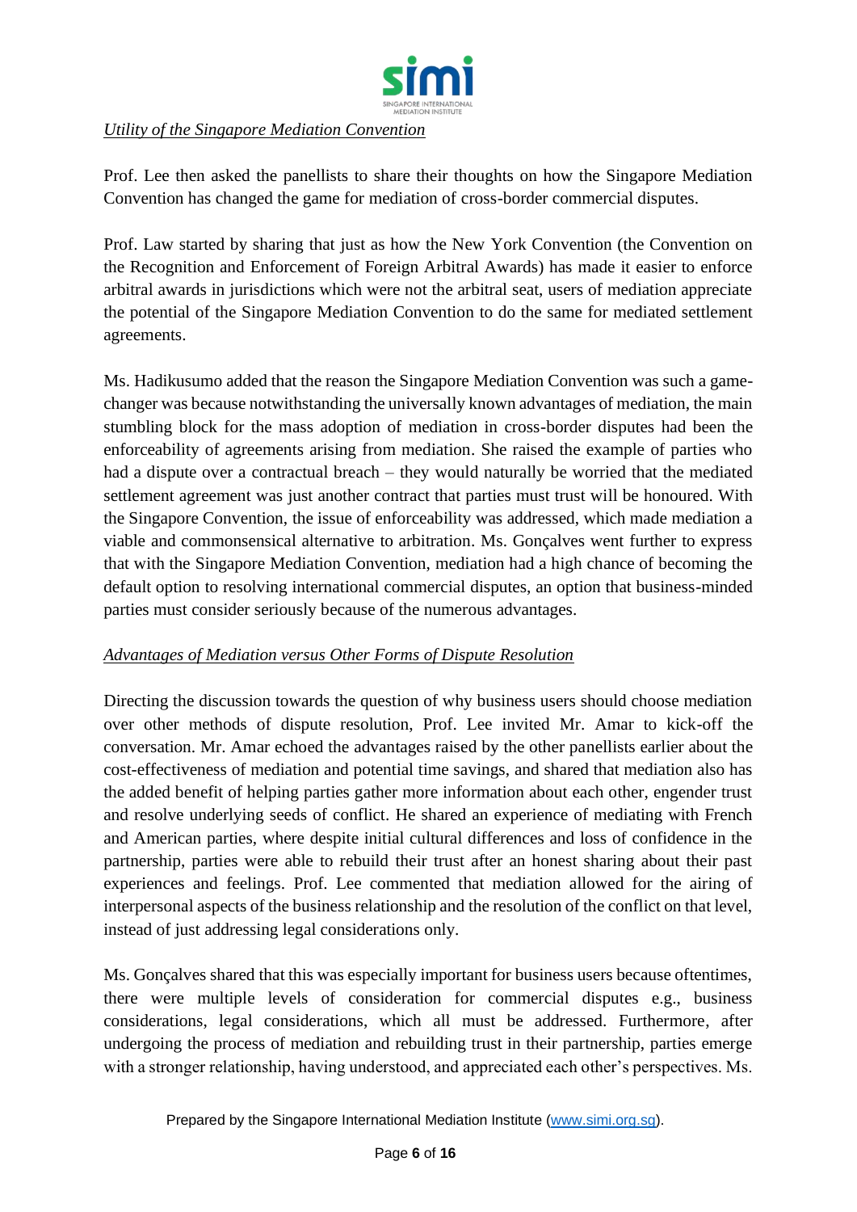*Utility of the Singapore Mediation Convention*

Prof. Lee then asked the panellists to share their thoughts on how the Singapore Mediation Convention has changed the game for mediation of cross-border commercial disputes.

Prof. Law started by sharing that just as how the New York Convention (the Convention on the Recognition and Enforcement of Foreign Arbitral Awards) has made it easier to enforce arbitral awards in jurisdictions which were not the arbitral seat, users of mediation appreciate the potential of the Singapore Mediation Convention to do the same for mediated settlement agreements.

Ms. Hadikusumo added that the reason the Singapore Mediation Convention was such a game-changer was because notwithstanding the universally known advantages of mediation, the main stumbling block for the mass adoption of mediation in cross-border disputes had been the enforceability of agreements arising from mediation. She raised the example of parties who had a dispute over a contractual breach – they would naturally be worried that the mediated settlement agreement was just another contract that parties must trust will be honoured. With the Singapore Convention, the issue of enforceability was addressed, which made mediation a viable and commonsensical alternative to arbitration. Ms. Gonçalves went further to express that with the Singapore Mediation Convention, mediation had a high chance of becoming the default option to resolving international commercial disputes, an option that business-minded parties must consider seriously because of the numerous advantages.

*Advantages of Mediation versus Other Forms of Dispute Resolution*

Directing the discussion towards the question of why business users should choose mediation over other methods of dispute resolution, Prof. Lee invited Mr. Amar to kick-off the conversation. Mr. Amar echoed the advantages raised by the other panellists earlier about the cost-effectiveness of mediation and potential time savings, and shared that mediation also has the added benefit of helping parties gather more information about each other, engender trust and resolve underlying seeds of conflict. He shared an experience of mediating with French and American parties, where despite initial cultural differences and loss of confidence in the partnership, parties were able to rebuild their trust after an honest sharing about their past experiences and feelings. Prof. Lee commented that mediation allowed for the airing of interpersonal aspects of the business relationship and the resolution of the conflict on that level, instead of just addressing legal considerations only.

Ms. Gonçalves shared that this was especially important for business users because oftentimes, there were multiple levels of consideration for commercial disputes e.g., business considerations, legal considerations, which all must be addressed. Furthermore, after undergoing the process of mediation and rebuilding trust in their partnership, parties emerge with a stronger relationship, having understood, and appreciated each other's perspectives. Ms.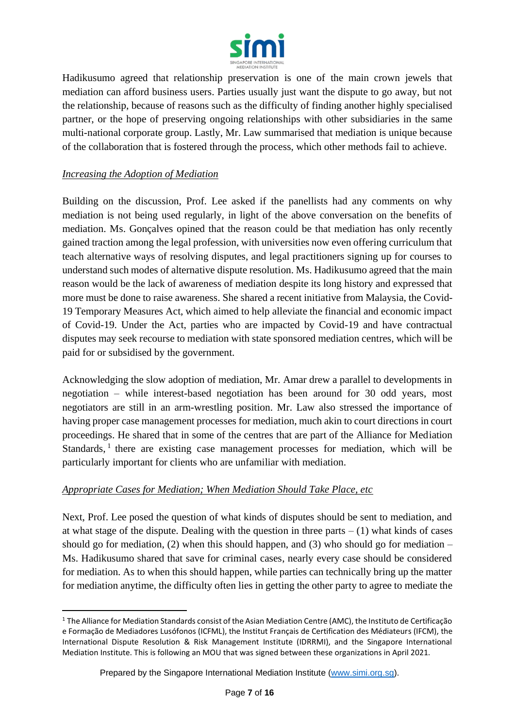Hadikusumo agreed that relationship preservation is one of the main crown jewels that mediation can afford business users. Parties usually just want the dispute to go away, but not the relationship, because of reasons such as the difficulty of finding another highly specialised partner, or the hope of preserving ongoing relationships with other subsidiaries in the same multi-national corporate group. Lastly, Mr. Law summarised that mediation is unique because of the collaboration that is fostered through the process, which other methods fail to achieve.

*Increasing the Adoption of Mediation*

Building on the discussion, Prof. Lee asked if the panellists had any comments on why mediation is not being used regularly, in light of the above conversation on the benefits of mediation. Ms. Gonçalves opined that the reason could be that mediation has only recently gained traction among the legal profession, with universities now even offering curriculum that teach alternative ways of resolving disputes, and legal practitioners signing up for courses to understand such modes of alternative dispute resolution. Ms. Hadikusumo agreed that the main reason would be the lack of awareness of mediation despite its long history and expressed that more must be done to raise awareness. She shared a recent initiative from Malaysia, the Covid-19 Temporary Measures Act, which aimed to help alleviate the financial and economic impact of Covid-19. Under the Act, parties who are impacted by Covid-19 and have contractual disputes may seek recourse to mediation with state sponsored mediation centres, which will be paid for or subsidised by the government.

Acknowledging the slow adoption of mediation, Mr. Amar drew a parallel to developments in negotiation – while interest-based negotiation has been around for 30 odd years, most negotiators are still in an arm-wrestling position. Mr. Law also stressed the importance of having proper case management processes for mediation, much akin to court directions in court proceedings. He shared that in some of the centres that are part of the Alliance for Mediation Standards,[1] there are existing case management processes for mediation, which will be particularly important for clients who are unfamiliar with mediation.

*Appropriate Cases for Mediation; When Mediation Should Take Place, etc*

Next, Prof. Lee posed the question of what kinds of disputes should be sent to mediation, and at what stage of the dispute. Dealing with the question in three parts – (1) what kinds of cases should go for mediation, (2) when this should happen, and (3) who should go for mediation – Ms. Hadikusumo shared that save for criminal cases, nearly every case should be considered for mediation. As to when this should happen, while parties can technically bring up the matter for mediation anytime, the difficulty often lies in getting the other party to agree to mediate the

---

[1] The Alliance for Mediation Standards consist of the Asian Mediation Centre (AMC), the Instituto de Certificação e Formação de Mediadores Lusófonos (ICFML), the Institut Français de Certification des Médiateurs (IFCM), the International Dispute Resolution & Risk Management Institute (IDRRMI), and the Singapore International Mediation Institute. This is following an MOU that was signed between these organizations in April 2021.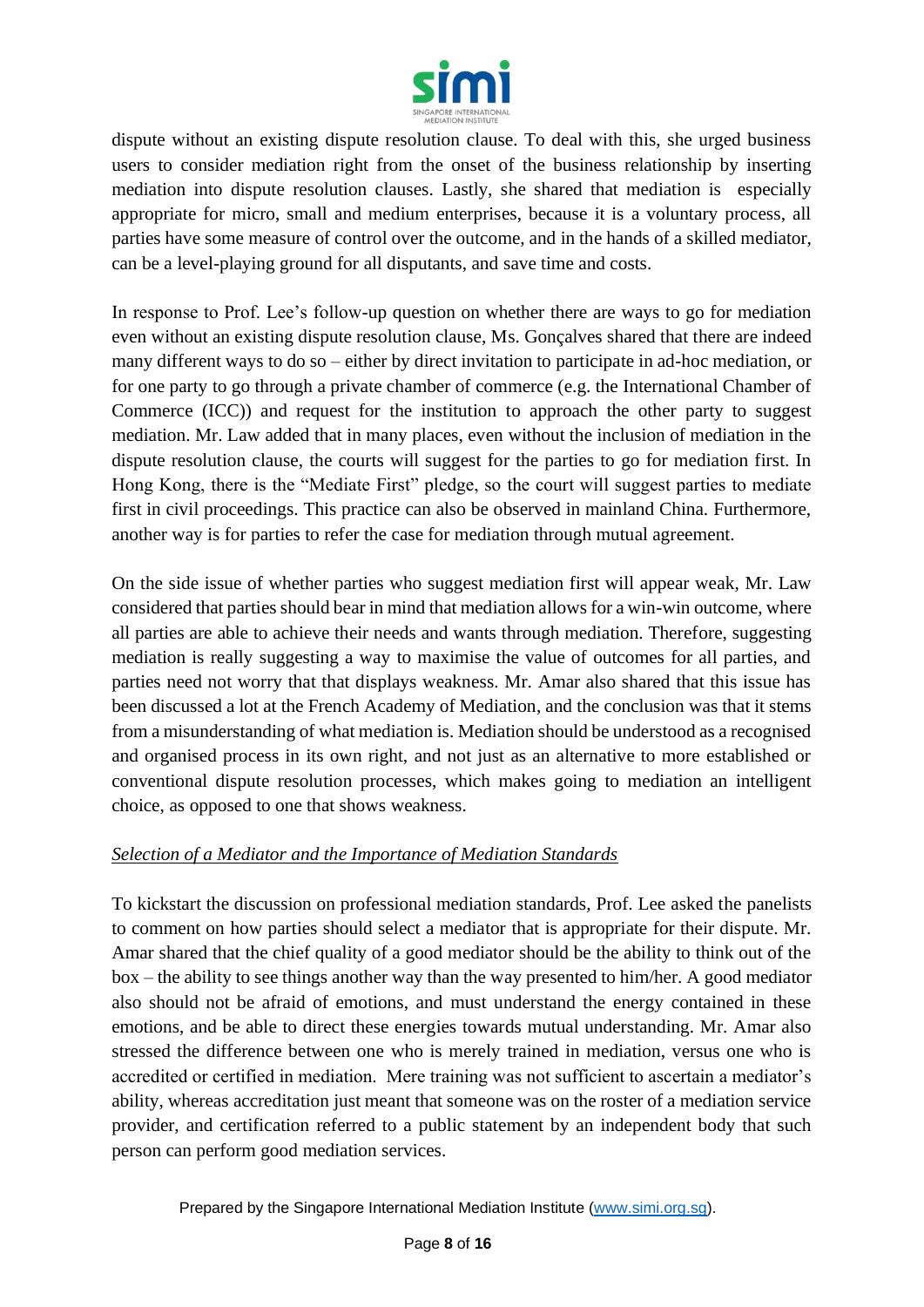dispute without an existing dispute resolution clause. To deal with this, she urged business users to consider mediation right from the onset of the business relationship by inserting mediation into dispute resolution clauses. Lastly, she shared that mediation is especially appropriate for micro, small and medium enterprises, because it is a voluntary process, all parties have some measure of control over the outcome, and in the hands of a skilled mediator, can be a level-playing ground for all disputants, and save time and costs.

In response to Prof. Lee's follow-up question on whether there are ways to go for mediation even without an existing dispute resolution clause, Ms. Gonçalves shared that there are indeed many different ways to do so – either by direct invitation to participate in ad-hoc mediation, or for one party to go through a private chamber of commerce (e.g. the International Chamber of Commerce (ICC)) and request for the institution to approach the other party to suggest mediation. Mr. Law added that in many places, even without the inclusion of mediation in the dispute resolution clause, the courts will suggest for the parties to go for mediation first. In Hong Kong, there is the "Mediate First" pledge, so the court will suggest parties to mediate first in civil proceedings. This practice can also be observed in mainland China. Furthermore, another way is for parties to refer the case for mediation through mutual agreement.

On the side issue of whether parties who suggest mediation first will appear weak, Mr. Law considered that parties should bear in mind that mediation allows for a win-win outcome, where all parties are able to achieve their needs and wants through mediation. Therefore, suggesting mediation is really suggesting a way to maximise the value of outcomes for all parties, and parties need not worry that that displays weakness. Mr. Amar also shared that this issue has been discussed a lot at the French Academy of Mediation, and the conclusion was that it stems from a misunderstanding of what mediation is. Mediation should be understood as a recognised and organised process in its own right, and not just as an alternative to more established or conventional dispute resolution processes, which makes going to mediation an intelligent choice, as opposed to one that shows weakness.

*Selection of a Mediator and the Importance of Mediation Standards*

To kickstart the discussion on professional mediation standards, Prof. Lee asked the panelists to comment on how parties should select a mediator that is appropriate for their dispute. Mr. Amar shared that the chief quality of a good mediator should be the ability to think out of the box – the ability to see things another way than the way presented to him/her. A good mediator also should not be afraid of emotions, and must understand the energy contained in these emotions, and be able to direct these energies towards mutual understanding. Mr. Amar also stressed the difference between one who is merely trained in mediation, versus one who is accredited or certified in mediation. Mere training was not sufficient to ascertain a mediator's ability, whereas accreditation just meant that someone was on the roster of a mediation service provider, and certification referred to a public statement by an independent body that such person can perform good mediation services.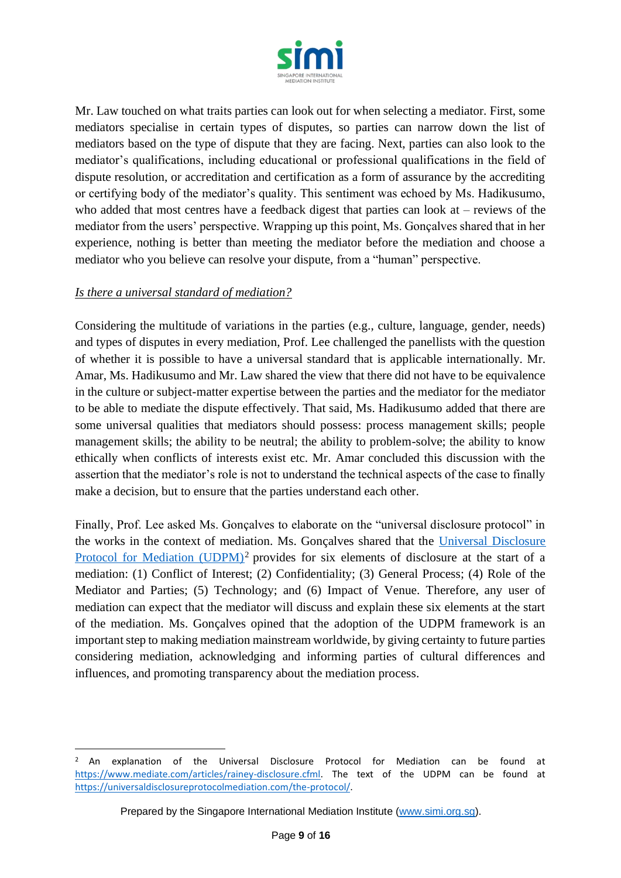Mr. Law touched on what traits parties can look out for when selecting a mediator. First, some mediators specialise in certain types of disputes, so parties can narrow down the list of mediators based on the type of dispute that they are facing. Next, parties can also look to the mediator's qualifications, including educational or professional qualifications in the field of dispute resolution, or accreditation and certification as a form of assurance by the accrediting or certifying body of the mediator's quality. This sentiment was echoed by Ms. Hadikusumo, who added that most centres have a feedback digest that parties can look at – reviews of the mediator from the users' perspective. Wrapping up this point, Ms. Gonçalves shared that in her experience, nothing is better than meeting the mediator before the mediation and choose a mediator who you believe can resolve your dispute, from a "human" perspective.

*Is there a universal standard of mediation?*

Considering the multitude of variations in the parties (e.g., culture, language, gender, needs) and types of disputes in every mediation, Prof. Lee challenged the panellists with the question of whether it is possible to have a universal standard that is applicable internationally. Mr. Amar, Ms. Hadikusumo and Mr. Law shared the view that there did not have to be equivalence in the culture or subject-matter expertise between the parties and the mediator for the mediator to be able to mediate the dispute effectively. That said, Ms. Hadikusumo added that there are some universal qualities that mediators should possess: process management skills; people management skills; the ability to be neutral; the ability to problem-solve; the ability to know ethically when conflicts of interests exist etc. Mr. Amar concluded this discussion with the assertion that the mediator's role is not to understand the technical aspects of the case to finally make a decision, but to ensure that the parties understand each other.

Finally, Prof. Lee asked Ms. Gonçalves to elaborate on the "universal disclosure protocol" in the works in the context of mediation. Ms. Gonçalves shared that the Universal Disclosure Protocol for Mediation (UDPM)[2] provides for six elements of disclosure at the start of a mediation: (1) Conflict of Interest; (2) Confidentiality; (3) General Process; (4) Role of the Mediator and Parties; (5) Technology; and (6) Impact of Venue. Therefore, any user of mediation can expect that the mediator will discuss and explain these six elements at the start of the mediation. Ms. Gonçalves opined that the adoption of the UDPM framework is an important step to making mediation mainstream worldwide, by giving certainty to future parties considering mediation, acknowledging and informing parties of cultural differences and influences, and promoting transparency about the mediation process.

---

[2] An explanation of the Universal Disclosure Protocol for Mediation can be found at https://www.mediate.com/articles/rainey-disclosure.cfml. The text of the UDPM can be found at https://universaldisclosureprotocolmediation.com/the-protocol/.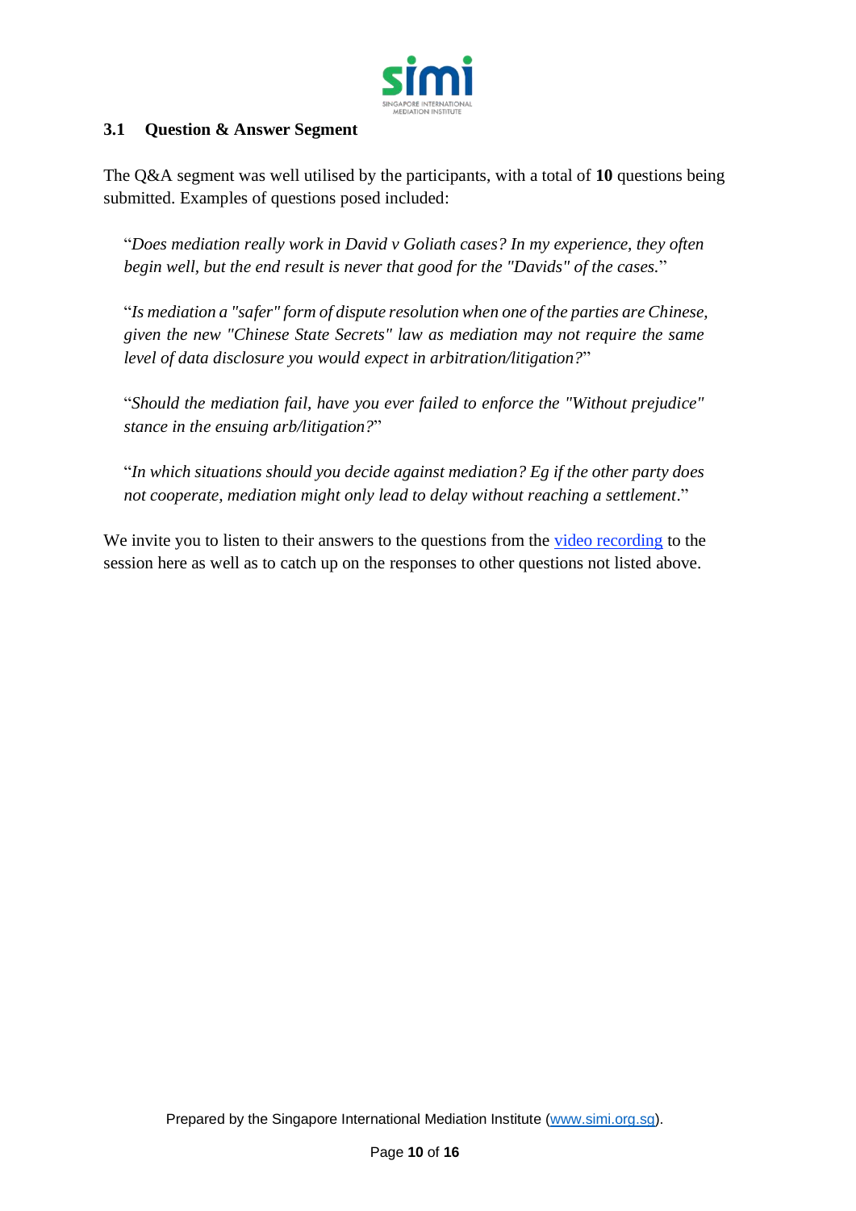### 3.1 Question & Answer Segment

The Q&A segment was well utilised by the participants, with a total of **10** questions being submitted. Examples of questions posed included:

> "*Does mediation really work in David v Goliath cases? In my experience, they often begin well, but the end result is never that good for the "Davids" of the cases.*"
>
> "*Is mediation a "safer" form of dispute resolution when one of the parties are Chinese, given the new "Chinese State Secrets" law as mediation may not require the same level of data disclosure you would expect in arbitration/litigation?*"
>
> "*Should the mediation fail, have you ever failed to enforce the "Without prejudice" stance in the ensuing arb/litigation?*"
>
> "*In which situations should you decide against mediation? Eg if the other party does not cooperate, mediation might only lead to delay without reaching a settlement*."

We invite you to listen to their answers to the questions from the video recording to the session here as well as to catch up on the responses to other questions not listed above.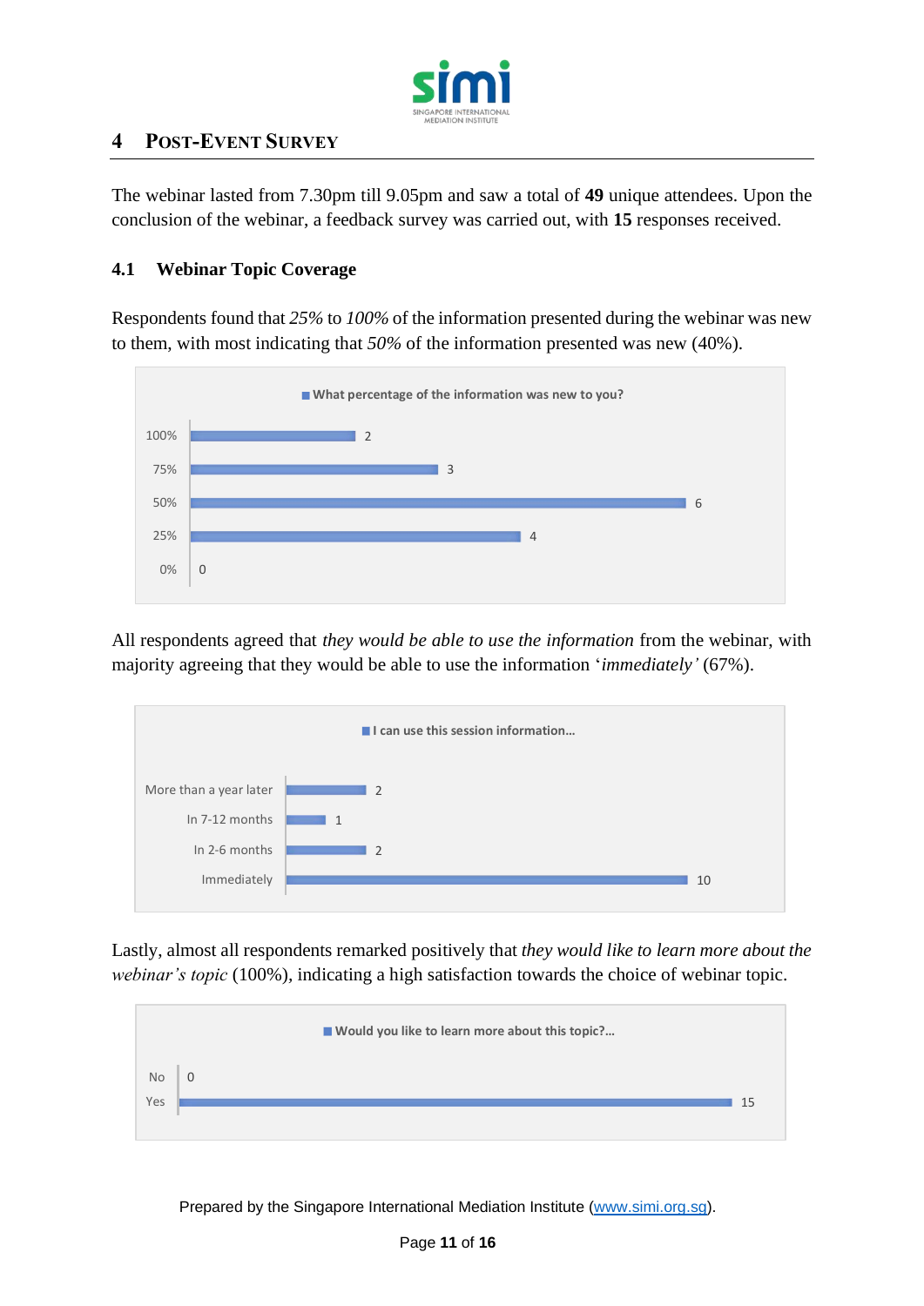## 4 Post-Event Survey

The webinar lasted from 7.30pm till 9.05pm and saw a total of **49** unique attendees. Upon the conclusion of the webinar, a feedback survey was carried out, with **15** responses received.

### 4.1 Webinar Topic Coverage

Respondents found that *25%* to *100%* of the information presented during the webinar was new to them, with most indicating that *50%* of the information presented was new (40%).

**What percentage of the information was new to you?**

| Response | Count |
|---|---|
| 100% | 2 |
| 75% | 3 |
| 50% | 6 |
| 25% | 4 |
| 0% | 0 |

All respondents agreed that *they would be able to use the information* from the webinar, with majority agreeing that they would be able to use the information '*immediately'* (67%).

**I can use this session information...**

| Response | Count |
|---|---|
| More than a year later | 2 |
| In 7-12 months | 1 |
| In 2-6 months | 2 |
| Immediately | 10 |

Lastly, almost all respondents remarked positively that *they would like to learn more about the webinar's topic* (100%), indicating a high satisfaction towards the choice of webinar topic.

**Would you like to learn more about this topic?...**

| Response | Count |
|---|---|
| No | 0 |
| Yes | 15 |

Prepared by the Singapore International Mediation Institute (www.simi.org.sg).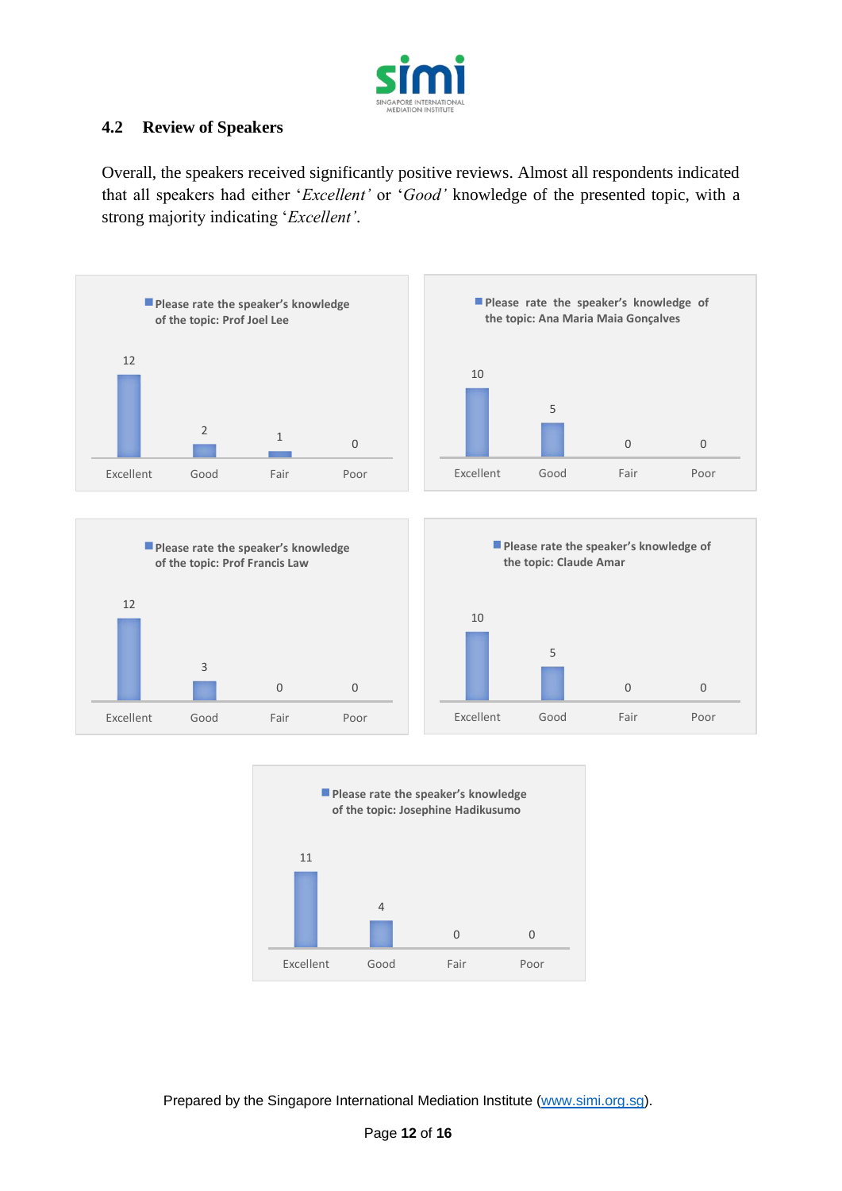## 4.2 Review of Speakers

Overall, the speakers received significantly positive reviews. Almost all respondents indicated that all speakers had either '*Excellent'* or '*Good'* knowledge of the presented topic, with a strong majority indicating '*Excellent'*.

**Please rate the speaker's knowledge of the topic: Prof Joel Lee**

| Excellent | Good | Fair | Poor |
|---|---|---|---|
| 12 | 2 | 1 | 0 |

**Please rate the speaker's knowledge of the topic: Ana Maria Maia Gonçalves**

| Excellent | Good | Fair | Poor |
|---|---|---|---|
| 10 | 5 | 0 | 0 |

**Please rate the speaker's knowledge of the topic: Prof Francis Law**

| Excellent | Good | Fair | Poor |
|---|---|---|---|
| 12 | 3 | 0 | 0 |

**Please rate the speaker's knowledge of the topic: Claude Amar**

| Excellent | Good | Fair | Poor |
|---|---|---|---|
| 10 | 5 | 0 | 0 |

**Please rate the speaker's knowledge of the topic: Josephine Hadikusumo**

| Excellent | Good | Fair | Poor |
|---|---|---|---|
| 11 | 4 | 0 | 0 |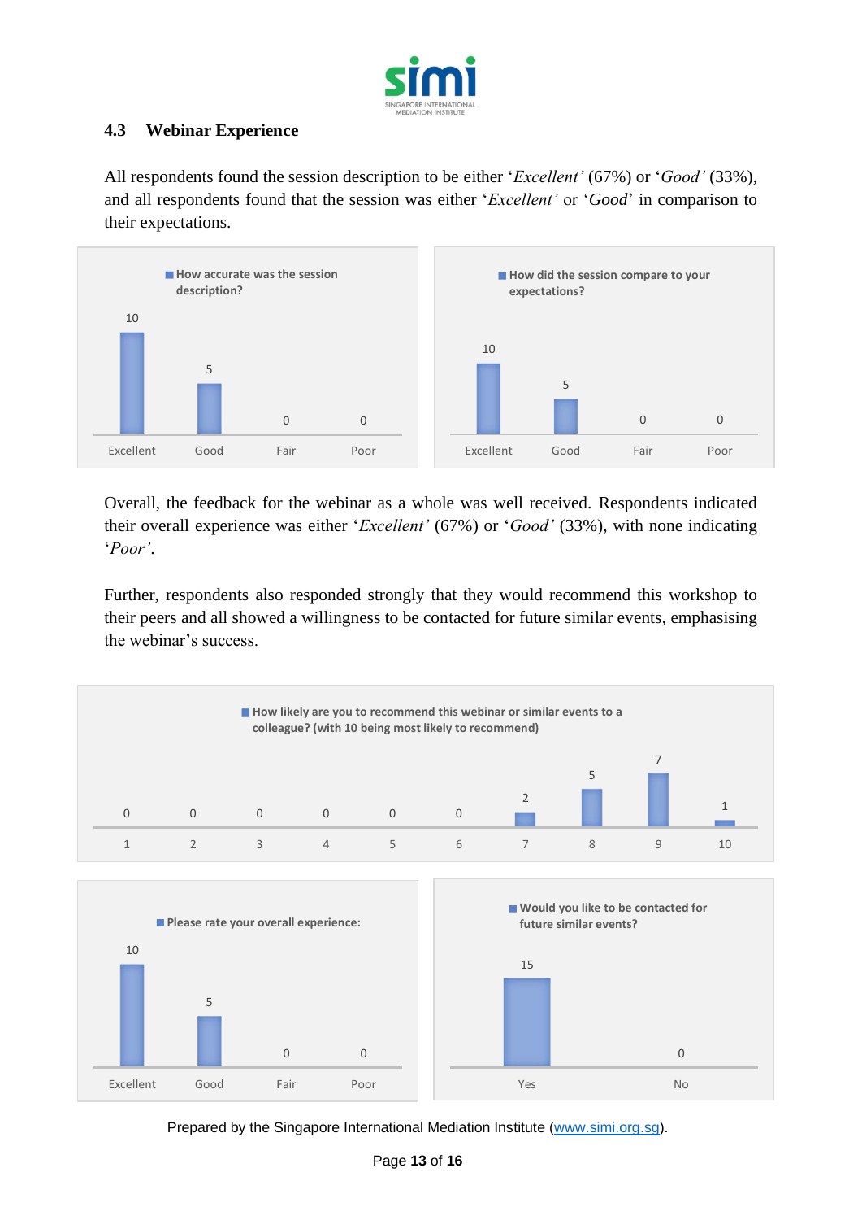### 4.3 Webinar Experience

All respondents found the session description to be either '*Excellent'* (67%) or '*Good'* (33%), and all respondents found that the session was either '*Excellent'* or '*Good*' in comparison to their expectations.

**How accurate was the session description?**

| Excellent | Good | Fair | Poor |
|---|---|---|---|
| 10 | 5 | 0 | 0 |

**How did the session compare to your expectations?**

| Excellent | Good | Fair | Poor |
|---|---|---|---|
| 10 | 5 | 0 | 0 |

Overall, the feedback for the webinar as a whole was well received. Respondents indicated their overall experience was either '*Excellent'* (67%) or '*Good'* (33%), with none indicating '*Poor'*.

Further, respondents also responded strongly that they would recommend this workshop to their peers and all showed a willingness to be contacted for future similar events, emphasising the webinar's success.

**How likely are you to recommend this webinar or similar events to a colleague? (with 10 being most likely to recommend)**

| 1 | 2 | 3 | 4 | 5 | 6 | 7 | 8 | 9 | 10 |
|---|---|---|---|---|---|---|---|---|---|
| 0 | 0 | 0 | 0 | 0 | 0 | 2 | 5 | 7 | 1 |

**Please rate your overall experience:**

| Excellent | Good | Fair | Poor |
|---|---|---|---|
| 10 | 5 | 0 | 0 |

**Would you like to be contacted for future similar events?**

| Yes | No |
|---|---|
| 15 | 0 |

Prepared by the Singapore International Mediation Institute (www.simi.org.sg).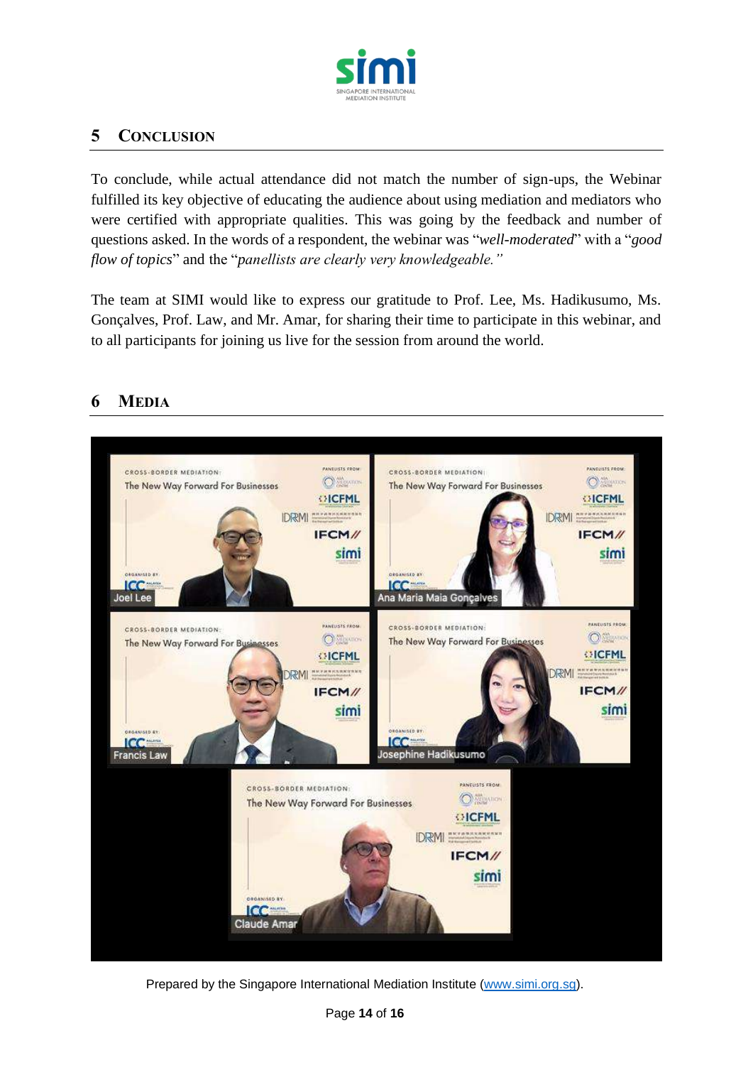## 5 CONCLUSION

To conclude, while actual attendance did not match the number of sign-ups, the Webinar fulfilled its key objective of educating the audience about using mediation and mediators who were certified with appropriate qualities. This was going by the feedback and number of questions asked. In the words of a respondent, the webinar was "*well-moderated*" with a "*good flow of topics*" and the "*panellists are clearly very knowledgeable.*"

The team at SIMI would like to express our gratitude to Prof. Lee, Ms. Hadikusumo, Ms. Gonçalves, Prof. Law, and Mr. Amar, for sharing their time to participate in this webinar, and to all participants for joining us live for the session from around the world.

## 6 MEDIA

Prepared by the Singapore International Mediation Institute (www.simi.org.sg).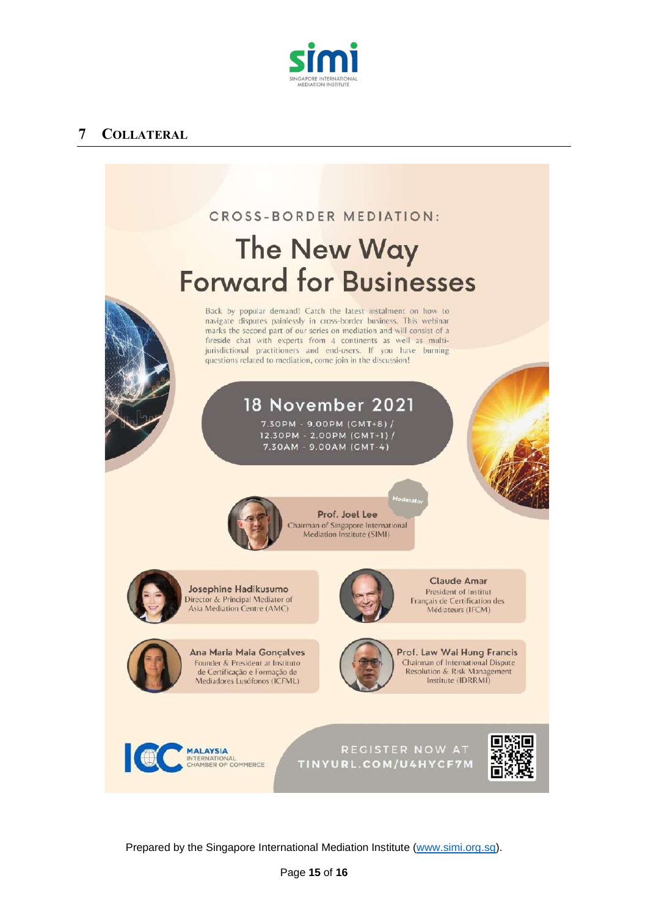## 7 COLLATERAL

CROSS-BORDER MEDIATION:

# The New Way Forward for Businesses

Back by popular demand! Catch the latest instalment on how to navigate disputes painlessly in cross-border business. This webinar marks the second part of our series on mediation and will consist of a fireside chat with experts from 4 continents as well as multi-jurisdictional practitioners and end-users. If you have burning questions related to mediation, come join in the discussion!

**18 November 2021**

7.30PM - 9.00PM (GMT+8) /
12.30PM - 2.00PM (GMT+1) /
7.30AM - 9.00AM (GMT-4)

Moderator

**Prof. Joel Lee**
Chairman of Singapore International Mediation Institute (SIMI)

**Josephine Hadikusumo**
Director & Principal Mediator of Asia Mediation Centre (AMC)

**Claude Amar**
President of Institut Français de Certification des Médiateurs (IFCM)

**Ana Maria Maia Gonçalves**
Founder & President at Instituto de Certificação e Formação de Mediadores Lusófonos (ICFML)

**Prof. Law Wai Hung Francis**
Chairman of International Dispute Resolution & Risk Management Institute (IDRRMI)

ICC MALAYSIA INTERNATIONAL CHAMBER OF COMMERCE

REGISTER NOW AT TINYURL.COM/U4HYCF7M

Prepared by the Singapore International Mediation Institute (www.simi.org.sg).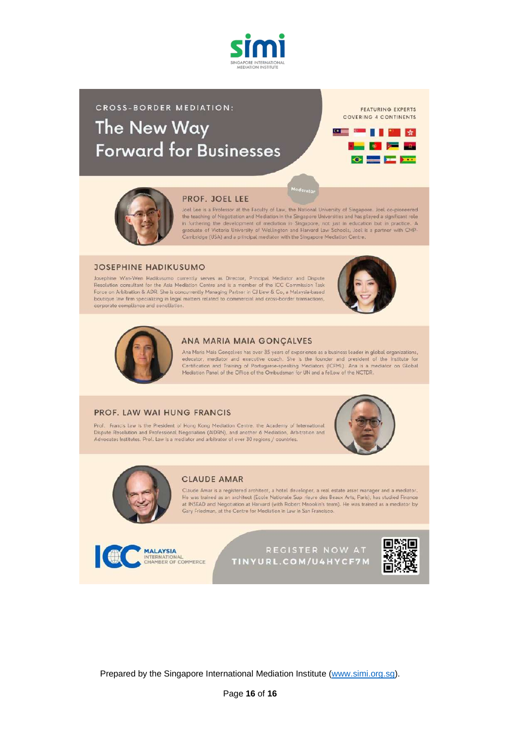simi

SINGAPORE INTERNATIONAL MEDIATION INSTITUTE

CROSS-BORDER MEDIATION:

# The New Way Forward for Businesses

FEATURING EXPERTS COVERING 4 CONTINENTS

Moderator

## PROF. JOEL LEE

Joel Lee is a Professor at the Faculty of Law, the National University of Singapore. Joel co-pioneered the teaching of Negotiation and Mediation in the Singapore Universities and has played a significant role in furthering the development of mediation in Singapore, not just in education but in practice. A graduate of Victoria University of Wellington and Harvard Law Schools, Joel is a partner with CMP-Cambridge (USA) and a principal mediator with the Singapore Mediation Centre.

## JOSEPHINE HADIKUSUMO

Josephine Wan-Wen Hadikusumo currently serves as Director, Principal Mediator and Dispute Resolution consultant for the Asia Mediation Centre and is a member of the ICC Commission Task Force on Arbitration & ADR. She is concurrently Managing Partner in CJ Liew & Co, a Malaysia-based boutique law firm specializing in legal matters related to commercial and cross-border transactions, corporate compliance and conciliation.

## ANA MARIA MAIA GONÇALVES

Ana Maria Maia Gonçalves has over 35 years of experience as a business leader in global organizations, educator, mediator and executive coach. She is the founder and president of the Institute for Certification and Training of Portuguese-speaking Mediators (ICFML). Ana is a mediator on Global Mediation Panel of the Office of the Ombudsman for UN and a fellow of the NCTDR.

## PROF. LAW WAI HUNG FRANCIS

Prof. Francis Law is the President of Hong Kong Mediation Centre, the Academy of International Dispute Resolution and Professional Negotiation (AIDRN), and another 6 Mediation, Arbitration and Advocates Institutes. Prof. Law is a mediator and arbitrator of over 30 regions / countries.

## CLAUDE AMAR

Claude Amar is a registered architect, a hotel developer, a real estate asset manager and a mediator. He was trained as an architect (Ecole Nationale Sup rieure des Beaux Arts, Paris), has studied Finance at INSEAD and Negotiation at Harvard (with Robert Mnookin's team). He was trained as a mediator by Gary Friedman, at the Centre for Mediation in Law in San Francisco.

ICC MALAYSIA INTERNATIONAL CHAMBER OF COMMERCE

REGISTER NOW AT TINYURL.COM/U4HYCF7M

Prepared by the Singapore International Mediation Institute (www.simi.org.sg).